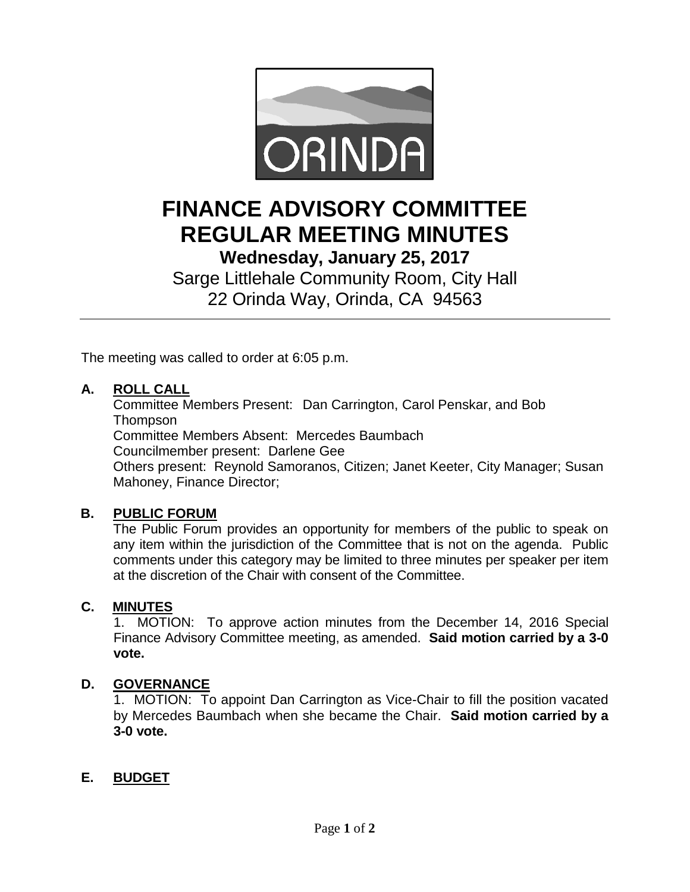# FINANCE ADVISORY COMMITTEE REGULAR MEETING MINUTES

**Wednesday, January 25, 2017**

Sarge Littlehale Community Room, City Hall
22 Orinda Way, Orinda, CA 94563

---

The meeting was called to order at 6:05 p.m.

## A. ROLL CALL

Committee Members Present: Dan Carrington, Carol Penskar, and Bob Thompson
Committee Members Absent: Mercedes Baumbach
Councilmember present: Darlene Gee
Others present: Reynold Samoranos, Citizen; Janet Keeter, City Manager; Susan Mahoney, Finance Director;

## B. PUBLIC FORUM

The Public Forum provides an opportunity for members of the public to speak on any item within the jurisdiction of the Committee that is not on the agenda. Public comments under this category may be limited to three minutes per speaker per item at the discretion of the Chair with consent of the Committee.

## C. MINUTES

1. MOTION: To approve action minutes from the December 14, 2016 Special Finance Advisory Committee meeting, as amended. **Said motion carried by a 3-0 vote.**

## D. GOVERNANCE

1. MOTION: To appoint Dan Carrington as Vice-Chair to fill the position vacated by Mercedes Baumbach when she became the Chair. **Said motion carried by a 3-0 vote.**

## E. BUDGET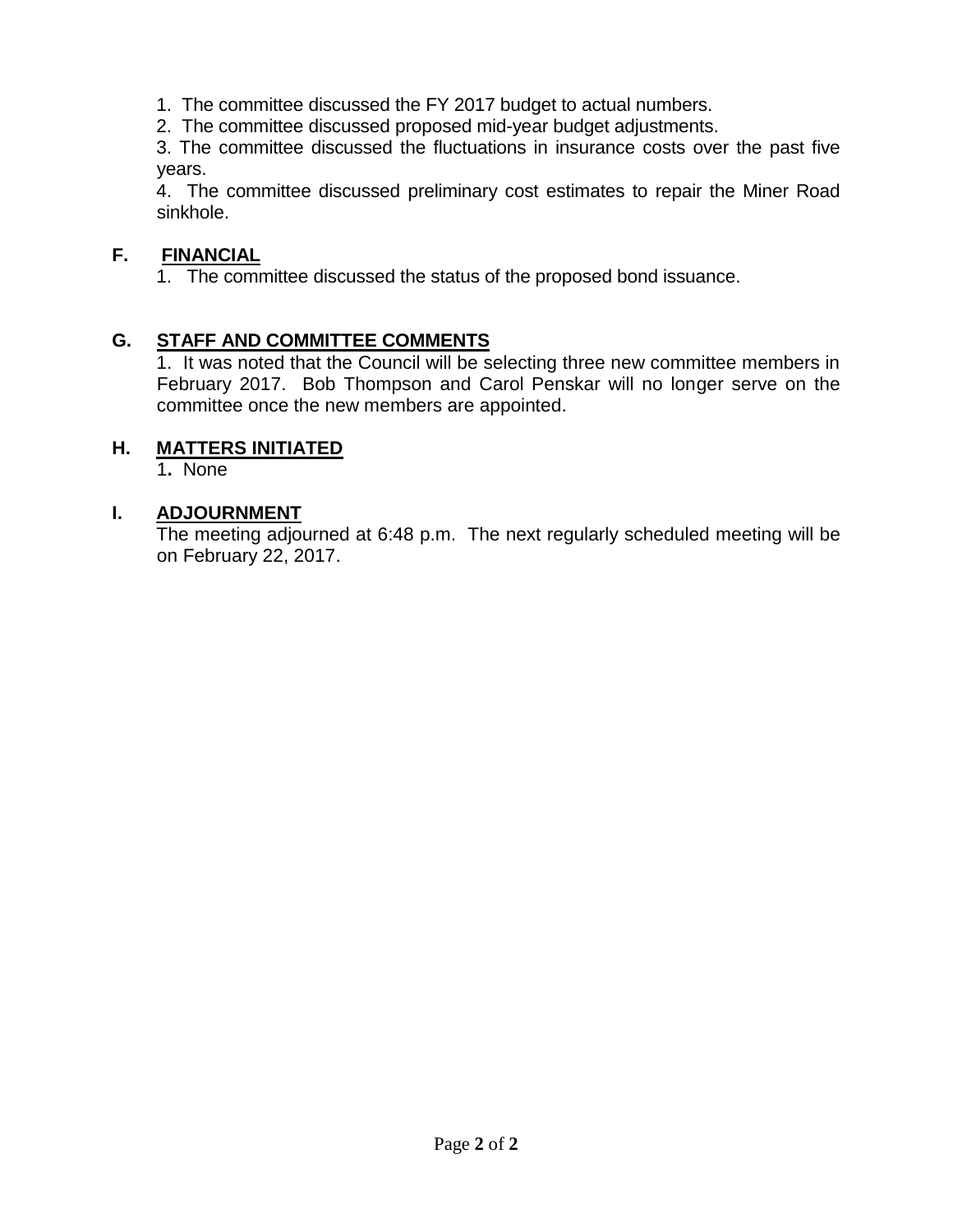1. The committee discussed the FY 2017 budget to actual numbers.
2. The committee discussed proposed mid-year budget adjustments.
3. The committee discussed the fluctuations in insurance costs over the past five years.
4. The committee discussed preliminary cost estimates to repair the Miner Road sinkhole.

## F. FINANCIAL

1. The committee discussed the status of the proposed bond issuance.

## G. STAFF AND COMMITTEE COMMENTS

1. It was noted that the Council will be selecting three new committee members in February 2017. Bob Thompson and Carol Penskar will no longer serve on the committee once the new members are appointed.

## H. MATTERS INITIATED

1. None

## I. ADJOURNMENT

The meeting adjourned at 6:48 p.m. The next regularly scheduled meeting will be on February 22, 2017.